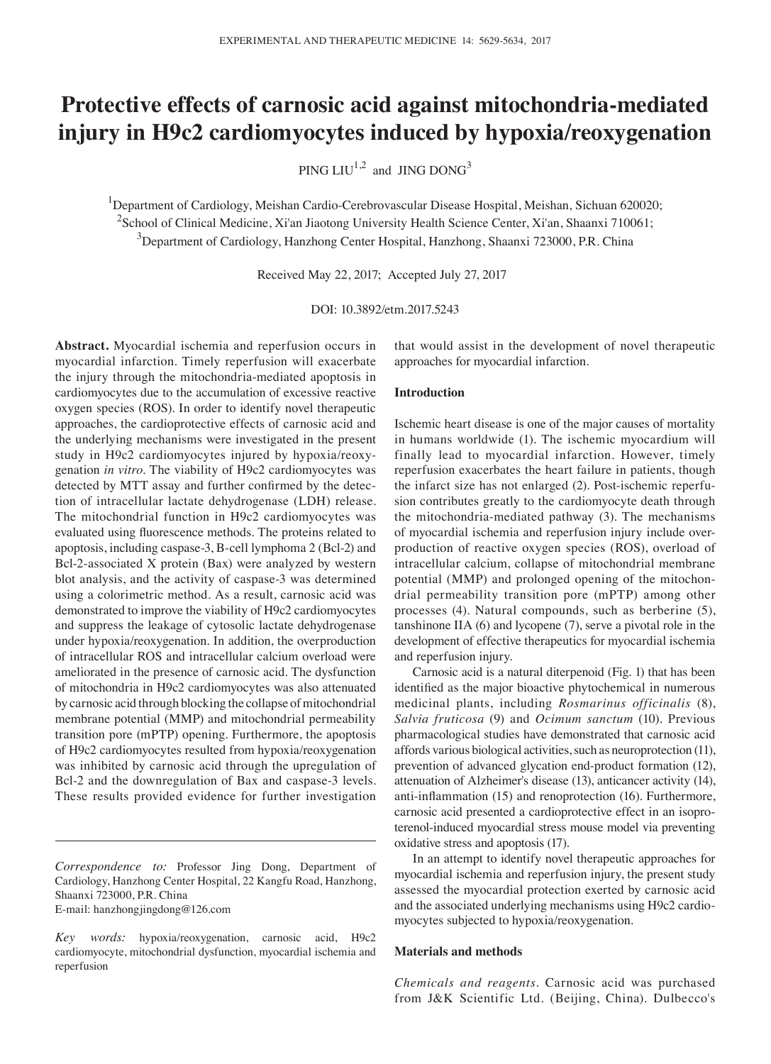# Protective effects of carnosic acid against mitochondria-mediated injury in H9c2 cardiomyocytes induced by hypoxia/reoxygenation

PING LIU[1,2] and JING DONG[3]

[1]Department of Cardiology, Meishan Cardio-Cerebrovascular Disease Hospital, Meishan, Sichuan 620020;
[2]School of Clinical Medicine, Xi'an Jiaotong University Health Science Center, Xi'an, Shaanxi 710061;
[3]Department of Cardiology, Hanzhong Center Hospital, Hanzhong, Shaanxi 723000, P.R. China

Received May 22, 2017; Accepted July 27, 2017

DOI: 10.3892/etm.2017.5243

**Abstract.** Myocardial ischemia and reperfusion occurs in myocardial infarction. Timely reperfusion will exacerbate the injury through the mitochondria-mediated apoptosis in cardiomyocytes due to the accumulation of excessive reactive oxygen species (ROS). In order to identify novel therapeutic approaches, the cardioprotective effects of carnosic acid and the underlying mechanisms were investigated in the present study in H9c2 cardiomyocytes injured by hypoxia/reoxygenation *in vitro*. The viability of H9c2 cardiomyocytes was detected by MTT assay and further confirmed by the detection of intracellular lactate dehydrogenase (LDH) release. The mitochondrial function in H9c2 cardiomyocytes was evaluated using fluorescence methods. The proteins related to apoptosis, including caspase-3, B-cell lymphoma 2 (Bcl-2) and Bcl-2-associated X protein (Bax) were analyzed by western blot analysis, and the activity of caspase-3 was determined using a colorimetric method. As a result, carnosic acid was demonstrated to improve the viability of H9c2 cardiomyocytes and suppress the leakage of cytosolic lactate dehydrogenase under hypoxia/reoxygenation. In addition, the overproduction of intracellular ROS and intracellular calcium overload were ameliorated in the presence of carnosic acid. The dysfunction of mitochondria in H9c2 cardiomyocytes was also attenuated by carnosic acid through blocking the collapse of mitochondrial membrane potential (MMP) and mitochondrial permeability transition pore (mPTP) opening. Furthermore, the apoptosis of H9c2 cardiomyocytes resulted from hypoxia/reoxygenation was inhibited by carnosic acid through the upregulation of Bcl-2 and the downregulation of Bax and caspase-3 levels. These results provided evidence for further investigation that would assist in the development of novel therapeutic approaches for myocardial infarction.

*Correspondence to:* Professor Jing Dong, Department of Cardiology, Hanzhong Center Hospital, 22 Kangfu Road, Hanzhong, Shaanxi 723000, P.R. China
E-mail: hanzhongjingdong@126.com

*Key words:* hypoxia/reoxygenation, carnosic acid, H9c2 cardiomyocyte, mitochondrial dysfunction, myocardial ischemia and reperfusion

## Introduction

Ischemic heart disease is one of the major causes of mortality in humans worldwide (1). The ischemic myocardium will finally lead to myocardial infarction. However, timely reperfusion exacerbates the heart failure in patients, though the infarct size has not enlarged (2). Post-ischemic reperfusion contributes greatly to the cardiomyocyte death through the mitochondria-mediated pathway (3). The mechanisms of myocardial ischemia and reperfusion injury include overproduction of reactive oxygen species (ROS), overload of intracellular calcium, collapse of mitochondrial membrane potential (MMP) and prolonged opening of the mitochondrial permeability transition pore (mPTP) among other processes (4). Natural compounds, such as berberine (5), tanshinone IIA (6) and lycopene (7), serve a pivotal role in the development of effective therapeutics for myocardial ischemia and reperfusion injury.

Carnosic acid is a natural diterpenoid (Fig. 1) that has been identified as the major bioactive phytochemical in numerous medicinal plants, including *Rosmarinus officinalis* (8), *Salvia fruticosa* (9) and *Ocimum sanctum* (10). Previous pharmacological studies have demonstrated that carnosic acid affords various biological activities, such as neuroprotection (11), prevention of advanced glycation end-product formation (12), attenuation of Alzheimer's disease (13), anticancer activity (14), anti-inflammation (15) and renoprotection (16). Furthermore, carnosic acid presented a cardioprotective effect in an isoproterenol-induced myocardial stress mouse model via preventing oxidative stress and apoptosis (17).

In an attempt to identify novel therapeutic approaches for myocardial ischemia and reperfusion injury, the present study assessed the myocardial protection exerted by carnosic acid and the associated underlying mechanisms using H9c2 cardiomyocytes subjected to hypoxia/reoxygenation.

## Materials and methods

*Chemicals and reagents.* Carnosic acid was purchased from J&K Scientific Ltd. (Beijing, China). Dulbecco's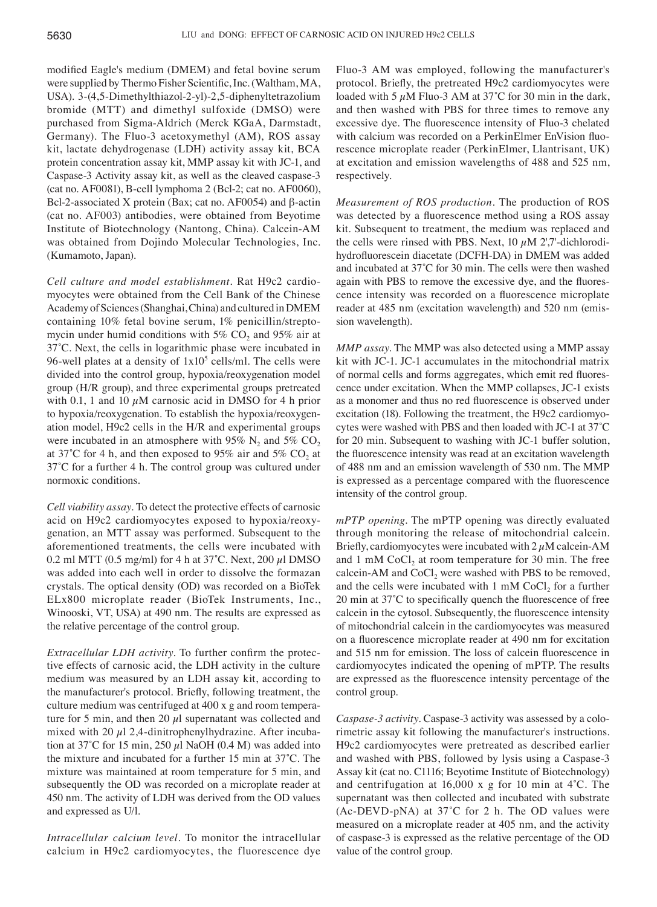modified Eagle's medium (DMEM) and fetal bovine serum were supplied by Thermo Fisher Scientific, Inc. (Waltham, MA, USA). 3-(4,5-Dimethylthiazol-2-yl)-2,5-diphenyltetrazolium bromide (MTT) and dimethyl sulfoxide (DMSO) were purchased from Sigma-Aldrich (Merck KGaA, Darmstadt, Germany). The Fluo-3 acetoxymethyl (AM), ROS assay kit, lactate dehydrogenase (LDH) activity assay kit, BCA protein concentration assay kit, MMP assay kit with JC-1, and Caspase-3 Activity assay kit, as well as the cleaved caspase-3 (cat no. AF0081), B-cell lymphoma 2 (Bcl-2; cat no. AF0060), Bcl-2-associated X protein (Bax; cat no. AF0054) and β-actin (cat no. AF003) antibodies, were obtained from Beyotime Institute of Biotechnology (Nantong, China). Calcein-AM was obtained from Dojindo Molecular Technologies, Inc. (Kumamoto, Japan).

*Cell culture and model establishment.* Rat H9c2 cardiomyocytes were obtained from the Cell Bank of the Chinese Academy of Sciences (Shanghai, China) and cultured in DMEM containing 10% fetal bovine serum, 1% penicillin/streptomycin under humid conditions with 5% $CO_2$ and 95% air at 37˚C. Next, the cells in logarithmic phase were incubated in 96-well plates at a density of $1\times10^5$ cells/ml. The cells were divided into the control group, hypoxia/reoxygenation model group (H/R group), and three experimental groups pretreated with 0.1, 1 and 10 $\mu$M carnosic acid in DMSO for 4 h prior to hypoxia/reoxygenation. To establish the hypoxia/reoxygenation model, H9c2 cells in the H/R and experimental groups were incubated in an atmosphere with 95% $N_2$ and 5% $CO_2$ at 37˚C for 4 h, and then exposed to 95% air and 5% $CO_2$ at 37˚C for a further 4 h. The control group was cultured under normoxic conditions.

*Cell viability assay.* To detect the protective effects of carnosic acid on H9c2 cardiomyocytes exposed to hypoxia/reoxygenation, an MTT assay was performed. Subsequent to the aforementioned treatments, the cells were incubated with 0.2 ml MTT (0.5 mg/ml) for 4 h at 37˚C. Next, 200 $\mu$l DMSO was added into each well in order to dissolve the formazan crystals. The optical density (OD) was recorded on a BioTek ELx800 microplate reader (BioTek Instruments, Inc., Winooski, VT, USA) at 490 nm. The results are expressed as the relative percentage of the control group.

*Extracellular LDH activity.* To further confirm the protective effects of carnosic acid, the LDH activity in the culture medium was measured by an LDH assay kit, according to the manufacturer's protocol. Briefly, following treatment, the culture medium was centrifuged at 400 x g and room temperature for 5 min, and then 20 $\mu$l supernatant was collected and mixed with 20 $\mu$l 2,4-dinitrophenylhydrazine. After incubation at 37˚C for 15 min, 250 $\mu$l NaOH (0.4 M) was added into the mixture and incubated for a further 15 min at 37˚C. The mixture was maintained at room temperature for 5 min, and subsequently the OD was recorded on a microplate reader at 450 nm. The activity of LDH was derived from the OD values and expressed as U/l.

*Intracellular calcium level.* To monitor the intracellular calcium in H9c2 cardiomyocytes, the fluorescence dye Fluo-3 AM was employed, following the manufacturer's protocol. Briefly, the pretreated H9c2 cardiomyocytes were loaded with 5 $\mu$M Fluo-3 AM at 37˚C for 30 min in the dark, and then washed with PBS for three times to remove any excessive dye. The fluorescence intensity of Fluo-3 chelated with calcium was recorded on a PerkinElmer EnVision fluorescence microplate reader (PerkinElmer, Llantrisant, UK) at excitation and emission wavelengths of 488 and 525 nm, respectively.

*Measurement of ROS production.* The production of ROS was detected by a fluorescence method using a ROS assay kit. Subsequent to treatment, the medium was replaced and the cells were rinsed with PBS. Next, 10 $\mu$M 2',7'-dichlorodihydrofluorescein diacetate (DCFH-DA) in DMEM was added and incubated at 37˚C for 30 min. The cells were then washed again with PBS to remove the excessive dye, and the fluorescence intensity was recorded on a fluorescence microplate reader at 485 nm (excitation wavelength) and 520 nm (emission wavelength).

*MMP assay.* The MMP was also detected using a MMP assay kit with JC-1. JC-1 accumulates in the mitochondrial matrix of normal cells and forms aggregates, which emit red fluorescence under excitation. When the MMP collapses, JC-1 exists as a monomer and thus no red fluorescence is observed under excitation (18). Following the treatment, the H9c2 cardiomyocytes were washed with PBS and then loaded with JC-1 at 37˚C for 20 min. Subsequent to washing with JC-1 buffer solution, the fluorescence intensity was read at an excitation wavelength of 488 nm and an emission wavelength of 530 nm. The MMP is expressed as a percentage compared with the fluorescence intensity of the control group.

*mPTP opening.* The mPTP opening was directly evaluated through monitoring the release of mitochondrial calcein. Briefly, cardiomyocytes were incubated with 2 $\mu$M calcein-AM and 1 mM $CoCl_2$ at room temperature for 30 min. The free calcein-AM and $CoCl_2$ were washed with PBS to be removed, and the cells were incubated with 1 mM $CoCl_2$ for a further 20 min at 37˚C to specifically quench the fluorescence of free calcein in the cytosol. Subsequently, the fluorescence intensity of mitochondrial calcein in the cardiomyocytes was measured on a fluorescence microplate reader at 490 nm for excitation and 515 nm for emission. The loss of calcein fluorescence in cardiomyocytes indicated the opening of mPTP. The results are expressed as the fluorescence intensity percentage of the control group.

*Caspase-3 activity.* Caspase-3 activity was assessed by a colorimetric assay kit following the manufacturer's instructions. H9c2 cardiomyocytes were pretreated as described earlier and washed with PBS, followed by lysis using a Caspase-3 Assay kit (cat no. C1116; Beyotime Institute of Biotechnology) and centrifugation at 16,000 x g for 10 min at 4˚C. The supernatant was then collected and incubated with substrate (Ac-DEVD-pNA) at 37˚C for 2 h. The OD values were measured on a microplate reader at 405 nm, and the activity of caspase-3 is expressed as the relative percentage of the OD value of the control group.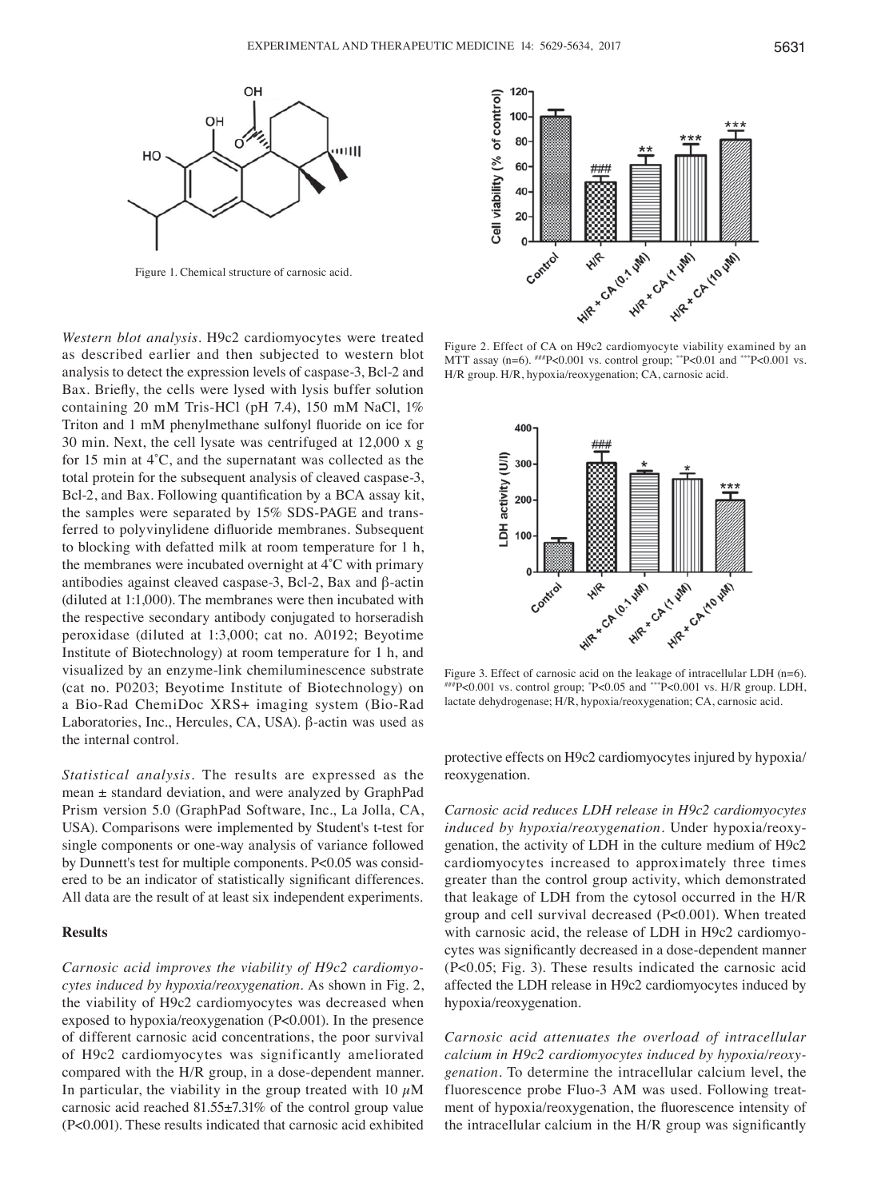Figure 1. Chemical structure of carnosic acid.

Figure 2. Effect of CA on H9c2 cardiomyocyte viability examined by an MTT assay (n=6). ###P<0.001 vs. control group; **P<0.01 and ***P<0.001 vs. H/R group. H/R, hypoxia/reoxygenation; CA, carnosic acid.

Figure 3. Effect of carnosic acid on the leakage of intracellular LDH (n=6). ###P<0.001 vs. control group; *P<0.05 and ***P<0.001 vs. H/R group. LDH, lactate dehydrogenase; H/R, hypoxia/reoxygenation; CA, carnosic acid.

*Western blot analysis.* H9c2 cardiomyocytes were treated as described earlier and then subjected to western blot analysis to detect the expression levels of caspase-3, Bcl-2 and Bax. Briefly, the cells were lysed with lysis buffer solution containing 20 mM Tris-HCl (pH 7.4), 150 mM NaCl, 1% Triton and 1 mM phenylmethane sulfonyl fluoride on ice for 30 min. Next, the cell lysate was centrifuged at 12,000 x g for 15 min at 4˚C, and the supernatant was collected as the total protein for the subsequent analysis of cleaved caspase-3, Bcl-2, and Bax. Following quantification by a BCA assay kit, the samples were separated by 15% SDS-PAGE and transferred to polyvinylidene difluoride membranes. Subsequent to blocking with defatted milk at room temperature for 1 h, the membranes were incubated overnight at 4˚C with primary antibodies against cleaved caspase-3, Bcl-2, Bax and β-actin (diluted at 1:1,000). The membranes were then incubated with the respective secondary antibody conjugated to horseradish peroxidase (diluted at 1:3,000; cat no. A0192; Beyotime Institute of Biotechnology) at room temperature for 1 h, and visualized by an enzyme-link chemiluminescence substrate (cat no. P0203; Beyotime Institute of Biotechnology) on a Bio-Rad ChemiDoc XRS+ imaging system (Bio-Rad Laboratories, Inc., Hercules, CA, USA). β-actin was used as the internal control.

*Statistical analysis.* The results are expressed as the mean ± standard deviation, and were analyzed by GraphPad Prism version 5.0 (GraphPad Software, Inc., La Jolla, CA, USA). Comparisons were implemented by Student's t-test for single components or one-way analysis of variance followed by Dunnett's test for multiple components. P<0.05 was considered to be an indicator of statistically significant differences. All data are the result of at least six independent experiments.

## Results

*Carnosic acid improves the viability of H9c2 cardiomyocytes induced by hypoxia/reoxygenation.* As shown in Fig. 2, the viability of H9c2 cardiomyocytes was decreased when exposed to hypoxia/reoxygenation (P<0.001). In the presence of different carnosic acid concentrations, the poor survival of H9c2 cardiomyocytes was significantly ameliorated compared with the H/R group, in a dose-dependent manner. In particular, the viability in the group treated with 10 $\mu$M carnosic acid reached 81.55±7.31% of the control group value (P<0.001). These results indicated that carnosic acid exhibited protective effects on H9c2 cardiomyocytes injured by hypoxia/reoxygenation.

*Carnosic acid reduces LDH release in H9c2 cardiomyocytes induced by hypoxia/reoxygenation.* Under hypoxia/reoxygenation, the activity of LDH in the culture medium of H9c2 cardiomyocytes increased to approximately three times greater than the control group activity, which demonstrated that leakage of LDH from the cytosol occurred in the H/R group and cell survival decreased (P<0.001). When treated with carnosic acid, the release of LDH in H9c2 cardiomyocytes was significantly decreased in a dose-dependent manner (P<0.05; Fig. 3). These results indicated the carnosic acid affected the LDH release in H9c2 cardiomyocytes induced by hypoxia/reoxygenation.

*Carnosic acid attenuates the overload of intracellular calcium in H9c2 cardiomyocytes induced by hypoxia/reoxygenation.* To determine the intracellular calcium level, the fluorescence probe Fluo-3 AM was used. Following treatment of hypoxia/reoxygenation, the fluorescence intensity of the intracellular calcium in the H/R group was significantly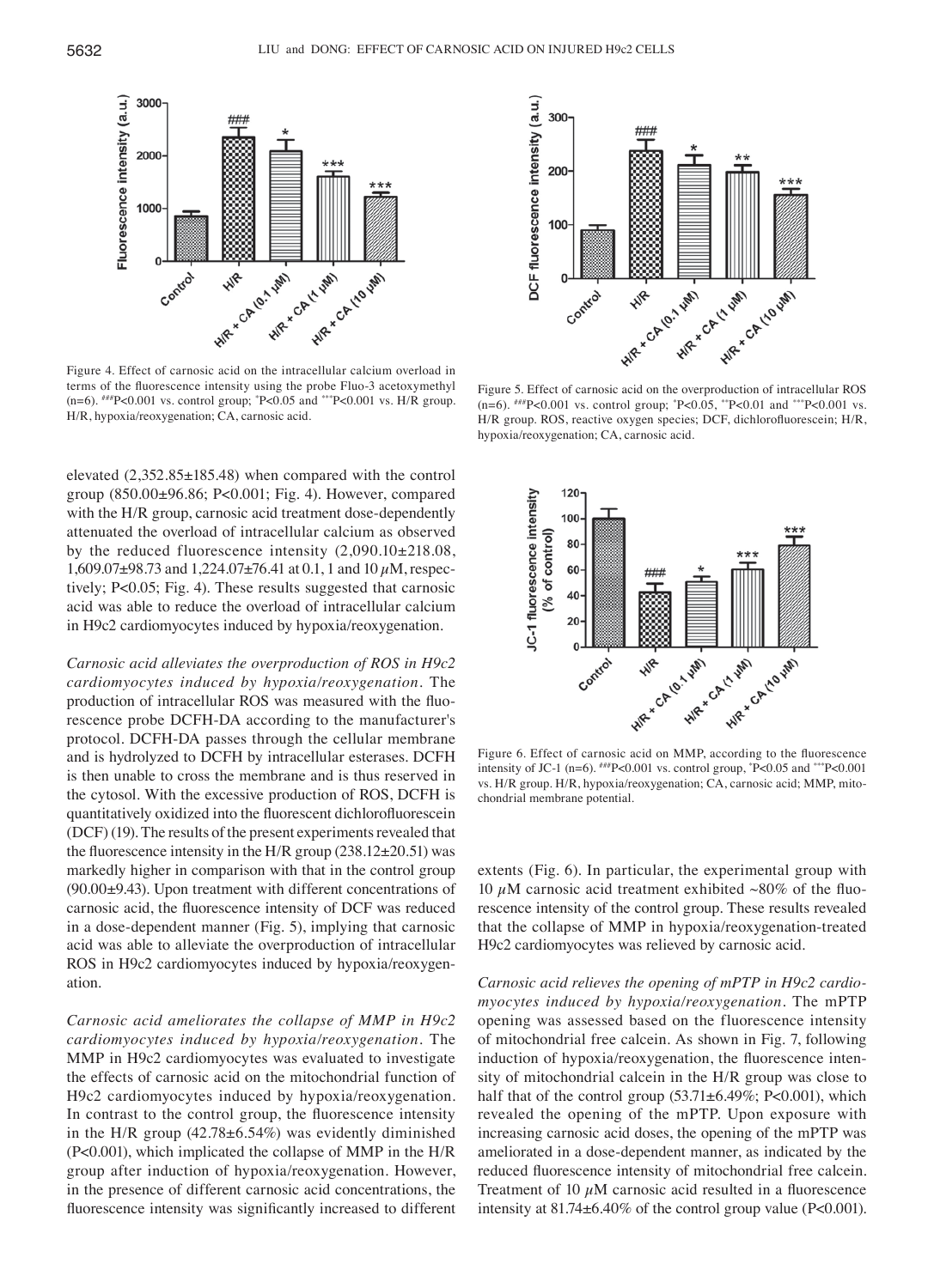Figure 4. Effect of carnosic acid on the intracellular calcium overload in terms of the fluorescence intensity using the probe Fluo-3 acetoxymethyl (n=6). ###P<0.001 vs. control group; *P<0.05 and ***P<0.001 vs. H/R group. H/R, hypoxia/reoxygenation; CA, carnosic acid.

elevated (2,352.85±185.48) when compared with the control group (850.00±96.86; P<0.001; Fig. 4). However, compared with the H/R group, carnosic acid treatment dose-dependently attenuated the overload of intracellular calcium as observed by the reduced fluorescence intensity (2,090.10±218.08, 1,609.07±98.73 and 1,224.07±76.41 at 0.1, 1 and 10 $\mu$M, respectively; P<0.05; Fig. 4). These results suggested that carnosic acid was able to reduce the overload of intracellular calcium in H9c2 cardiomyocytes induced by hypoxia/reoxygenation.

*Carnosic acid alleviates the overproduction of ROS in H9c2 cardiomyocytes induced by hypoxia/reoxygenation*. The production of intracellular ROS was measured with the fluorescence probe DCFH-DA according to the manufacturer's protocol. DCFH-DA passes through the cellular membrane and is hydrolyzed to DCFH by intracellular esterases. DCFH is then unable to cross the membrane and is thus reserved in the cytosol. With the excessive production of ROS, DCFH is quantitatively oxidized into the fluorescent dichlorofluorescein (DCF) (19). The results of the present experiments revealed that the fluorescence intensity in the H/R group (238.12±20.51) was markedly higher in comparison with that in the control group (90.00±9.43). Upon treatment with different concentrations of carnosic acid, the fluorescence intensity of DCF was reduced in a dose-dependent manner (Fig. 5), implying that carnosic acid was able to alleviate the overproduction of intracellular ROS in H9c2 cardiomyocytes induced by hypoxia/reoxygenation.

*Carnosic acid ameliorates the collapse of MMP in H9c2 cardiomyocytes induced by hypoxia/reoxygenation*. The MMP in H9c2 cardiomyocytes was evaluated to investigate the effects of carnosic acid on the mitochondrial function of H9c2 cardiomyocytes induced by hypoxia/reoxygenation. In contrast to the control group, the fluorescence intensity in the H/R group (42.78±6.54%) was evidently diminished (P<0.001), which implicated the collapse of MMP in the H/R group after induction of hypoxia/reoxygenation. However, in the presence of different carnosic acid concentrations, the fluorescence intensity was significantly increased to different extents (Fig. 6). In particular, the experimental group with 10 $\mu$M carnosic acid treatment exhibited ~80% of the fluorescence intensity of the control group. These results revealed that the collapse of MMP in hypoxia/reoxygenation-treated H9c2 cardiomyocytes was relieved by carnosic acid.

Figure 5. Effect of carnosic acid on the overproduction of intracellular ROS (n=6). ###P<0.001 vs. control group; *P<0.05, **P<0.01 and ***P<0.001 vs. H/R group. ROS, reactive oxygen species; DCF, dichlorofluorescein; H/R, hypoxia/reoxygenation; CA, carnosic acid.

Figure 6. Effect of carnosic acid on MMP, according to the fluorescence intensity of JC-1 (n=6). ###P<0.001 vs. control group, *P<0.05 and ***P<0.001 vs. H/R group. H/R, hypoxia/reoxygenation; CA, carnosic acid; MMP, mitochondrial membrane potential.

*Carnosic acid relieves the opening of mPTP in H9c2 cardiomyocytes induced by hypoxia/reoxygenation*. The mPTP opening was assessed based on the fluorescence intensity of mitochondrial free calcein. As shown in Fig. 7, following induction of hypoxia/reoxygenation, the fluorescence intensity of mitochondrial calcein in the H/R group was close to half that of the control group (53.71±6.49%; P<0.001), which revealed the opening of the mPTP. Upon exposure with increasing carnosic acid doses, the opening of the mPTP was ameliorated in a dose-dependent manner, as indicated by the reduced fluorescence intensity of mitochondrial free calcein. Treatment of 10 $\mu$M carnosic acid resulted in a fluorescence intensity at 81.74±6.40% of the control group value (P<0.001).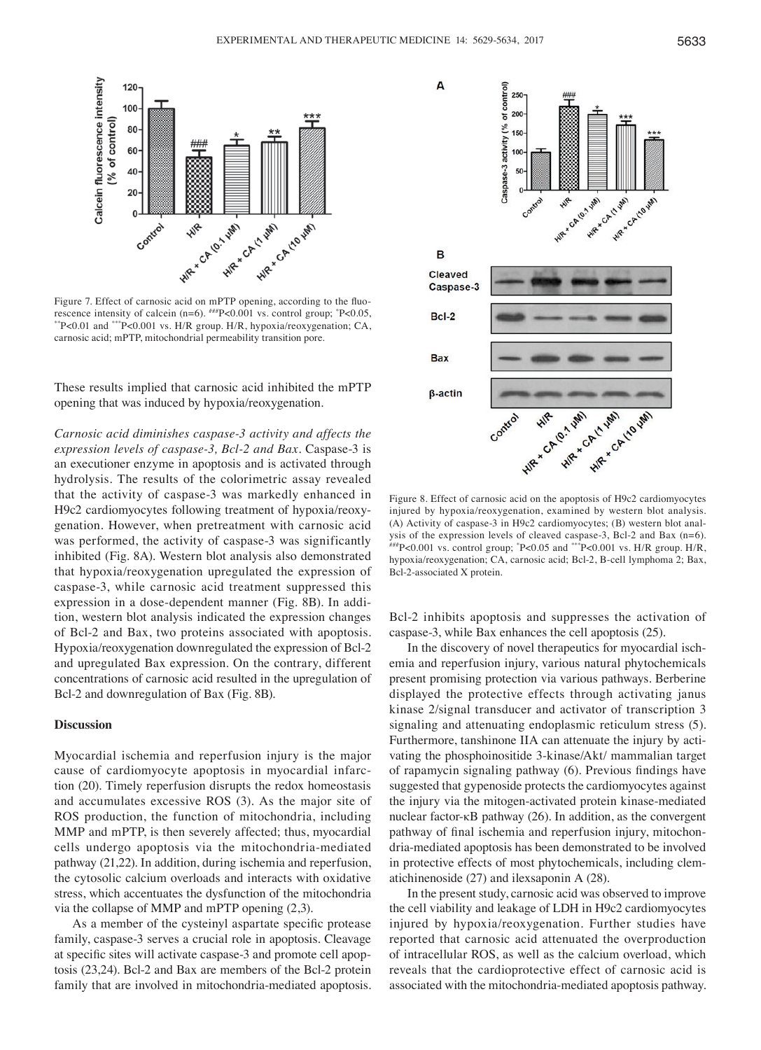Figure 7. Effect of carnosic acid on mPTP opening, according to the fluorescence intensity of calcein (n=6). ###P<0.001 vs. control group; *P<0.05, **P<0.01 and ***P<0.001 vs. H/R group. H/R, hypoxia/reoxygenation; CA, carnosic acid; mPTP, mitochondrial permeability transition pore.

These results implied that carnosic acid inhibited the mPTP opening that was induced by hypoxia/reoxygenation.

*Carnosic acid diminishes caspase-3 activity and affects the expression levels of caspase-3, Bcl-2 and Bax*. Caspase-3 is an executioner enzyme in apoptosis and is activated through hydrolysis. The results of the colorimetric assay revealed that the activity of caspase-3 was markedly enhanced in H9c2 cardiomyocytes following treatment of hypoxia/reoxygenation. However, when pretreatment with carnosic acid was performed, the activity of caspase-3 was significantly inhibited (Fig. 8A). Western blot analysis also demonstrated that hypoxia/reoxygenation upregulated the expression of caspase-3, while carnosic acid treatment suppressed this expression in a dose-dependent manner (Fig. 8B). In addition, western blot analysis indicated the expression changes of Bcl-2 and Bax, two proteins associated with apoptosis. Hypoxia/reoxygenation downregulated the expression of Bcl-2 and upregulated Bax expression. On the contrary, different concentrations of carnosic acid resulted in the upregulation of Bcl-2 and downregulation of Bax (Fig. 8B).

Figure 8. Effect of carnosic acid on the apoptosis of H9c2 cardiomyocytes injured by hypoxia/reoxygenation, examined by western blot analysis. (A) Activity of caspase-3 in H9c2 cardiomyocytes; (B) western blot analysis of the expression levels of cleaved caspase-3, Bcl-2 and Bax (n=6). ###P<0.001 vs. control group; *P<0.05 and ***P<0.001 vs. H/R group. H/R, hypoxia/reoxygenation; CA, carnosic acid; Bcl-2, B-cell lymphoma 2; Bax, Bcl-2-associated X protein.

## Discussion

Myocardial ischemia and reperfusion injury is the major cause of cardiomyocyte apoptosis in myocardial infarction (20). Timely reperfusion disrupts the redox homeostasis and accumulates excessive ROS (3). As the major site of ROS production, the function of mitochondria, including MMP and mPTP, is then severely affected; thus, myocardial cells undergo apoptosis via the mitochondria-mediated pathway (21,22). In addition, during ischemia and reperfusion, the cytosolic calcium overloads and interacts with oxidative stress, which accentuates the dysfunction of the mitochondria via the collapse of MMP and mPTP opening (2,3).

As a member of the cysteinyl aspartate specific protease family, caspase-3 serves a crucial role in apoptosis. Cleavage at specific sites will activate caspase-3 and promote cell apoptosis (23,24). Bcl-2 and Bax are members of the Bcl-2 protein family that are involved in mitochondria-mediated apoptosis. Bcl-2 inhibits apoptosis and suppresses the activation of caspase-3, while Bax enhances the cell apoptosis (25).

In the discovery of novel therapeutics for myocardial ischemia and reperfusion injury, various natural phytochemicals present promising protection via various pathways. Berberine displayed the protective effects through activating janus kinase 2/signal transducer and activator of transcription 3 signaling and attenuating endoplasmic reticulum stress (5). Furthermore, tanshinone IIA can attenuate the injury by activating the phosphoinositide 3-kinase/Akt/ mammalian target of rapamycin signaling pathway (6). Previous findings have suggested that gypenoside protects the cardiomyocytes against the injury via the mitogen-activated protein kinase-mediated nuclear factor-κB pathway (26). In addition, as the convergent pathway of final ischemia and reperfusion injury, mitochondria-mediated apoptosis has been demonstrated to be involved in protective effects of most phytochemicals, including clematichinenoside (27) and ilexsaponin A (28).

In the present study, carnosic acid was observed to improve the cell viability and leakage of LDH in H9c2 cardiomyocytes injured by hypoxia/reoxygenation. Further studies have reported that carnosic acid attenuated the overproduction of intracellular ROS, as well as the calcium overload, which reveals that the cardioprotective effect of carnosic acid is associated with the mitochondria-mediated apoptosis pathway.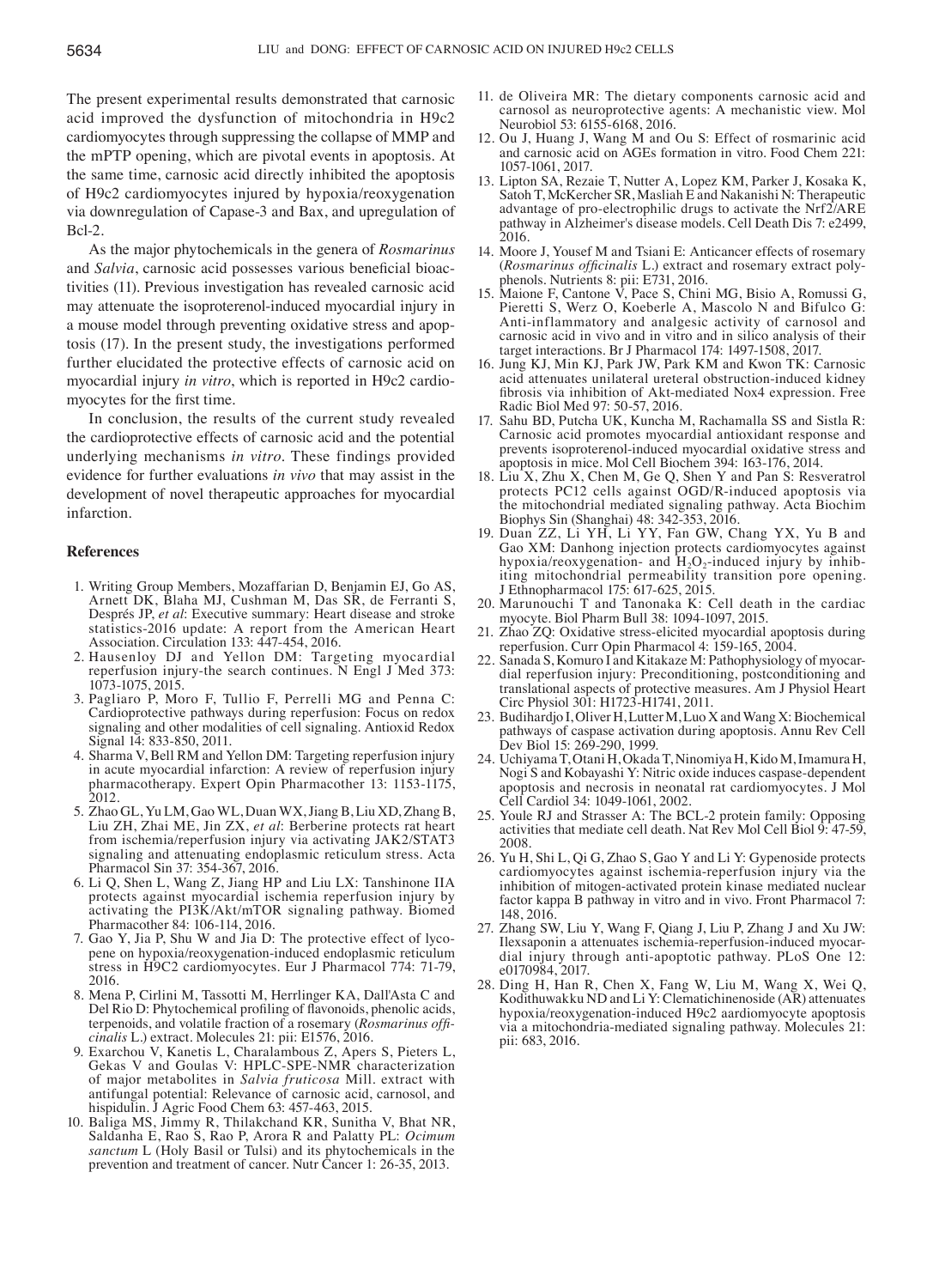The present experimental results demonstrated that carnosic acid improved the dysfunction of mitochondria in H9c2 cardiomyocytes through suppressing the collapse of MMP and the mPTP opening, which are pivotal events in apoptosis. At the same time, carnosic acid directly inhibited the apoptosis of H9c2 cardiomyocytes injured by hypoxia/reoxygenation via downregulation of Capase-3 and Bax, and upregulation of Bcl-2.

As the major phytochemicals in the genera of *Rosmarinus* and *Salvia*, carnosic acid possesses various beneficial bioactivities (11). Previous investigation has revealed carnosic acid may attenuate the isoproterenol-induced myocardial injury in a mouse model through preventing oxidative stress and apoptosis (17). In the present study, the investigations performed further elucidated the protective effects of carnosic acid on myocardial injury *in vitro*, which is reported in H9c2 cardiomyocytes for the first time.

In conclusion, the results of the current study revealed the cardioprotective effects of carnosic acid and the potential underlying mechanisms *in vitro*. These findings provided evidence for further evaluations *in vivo* that may assist in the development of novel therapeutic approaches for myocardial infarction.

## References

1. Writing Group Members, Mozaffarian D, Benjamin EJ, Go AS, Arnett DK, Blaha MJ, Cushman M, Das SR, de Ferranti S, Després JP, *et al*: Executive summary: Heart disease and stroke statistics-2016 update: A report from the American Heart Association. Circulation 133: 447-454, 2016.
2. Hausenloy DJ and Yellon DM: Targeting myocardial reperfusion injury-the search continues. N Engl J Med 373: 1073-1075, 2015.
3. Pagliaro P, Moro F, Tullio F, Perrelli MG and Penna C: Cardioprotective pathways during reperfusion: Focus on redox signaling and other modalities of cell signaling. Antioxid Redox Signal 14: 833-850, 2011.
4. Sharma V, Bell RM and Yellon DM: Targeting reperfusion injury in acute myocardial infarction: A review of reperfusion injury pharmacotherapy. Expert Opin Pharmacother 13: 1153-1175, 2012.
5. Zhao GL, Yu LM, Gao WL, Duan WX, Jiang B, Liu XD, Zhang B, Liu ZH, Zhai ME, Jin ZX, *et al*: Berberine protects rat heart from ischemia/reperfusion injury via activating JAK2/STAT3 signaling and attenuating endoplasmic reticulum stress. Acta Pharmacol Sin 37: 354-367, 2016.
6. Li Q, Shen L, Wang Z, Jiang HP and Liu LX: Tanshinone IIA protects against myocardial ischemia reperfusion injury by activating the PI3K/Akt/mTOR signaling pathway. Biomed Pharmacother 84: 106-114, 2016.
7. Gao Y, Jia P, Shu W and Jia D: The protective effect of lycopene on hypoxia/reoxygenation-induced endoplasmic reticulum stress in H9C2 cardiomyocytes. Eur J Pharmacol 774: 71-79, 2016.
8. Mena P, Cirlini M, Tassotti M, Herrlinger KA, Dall'Asta C and Del Rio D: Phytochemical profiling of flavonoids, phenolic acids, terpenoids, and volatile fraction of a rosemary (*Rosmarinus officinalis* L.) extract. Molecules 21: pii: E1576, 2016.
9. Exarchou V, Kanetis L, Charalambous Z, Apers S, Pieters L, Gekas V and Goulas V: HPLC-SPE-NMR characterization of major metabolites in *Salvia fruticosa* Mill. extract with antifungal potential: Relevance of carnosic acid, carnosol, and hispidulin. J Agric Food Chem 63: 457-463, 2015.
10. Baliga MS, Jimmy R, Thilakchand KR, Sunitha V, Bhat NR, Saldanha E, Rao S, Rao P, Arora R and Palatty PL: *Ocimum sanctum* L (Holy Basil or Tulsi) and its phytochemicals in the prevention and treatment of cancer. Nutr Cancer 1: 26-35, 2013.
11. de Oliveira MR: The dietary components carnosic acid and carnosol as neuroprotective agents: A mechanistic view. Mol Neurobiol 53: 6155-6168, 2016.
12. Ou J, Huang J, Wang M and Ou S: Effect of rosmarinic acid and carnosic acid on AGEs formation in vitro. Food Chem 221: 1057-1061, 2017.
13. Lipton SA, Rezaie T, Nutter A, Lopez KM, Parker J, Kosaka K, Satoh T, McKercher SR, Masliah E and Nakanishi N: Therapeutic advantage of pro-electrophilic drugs to activate the Nrf2/ARE pathway in Alzheimer's disease models. Cell Death Dis 7: e2499, 2016.
14. Moore J, Yousef M and Tsiani E: Anticancer effects of rosemary (*Rosmarinus officinalis* L.) extract and rosemary extract polyphenols. Nutrients 8: pii: E731, 2016.
15. Maione F, Cantone V, Pace S, Chini MG, Bisio A, Romussi G, Pieretti S, Werz O, Koeberle A, Mascolo N and Bifulco G: Anti-inflammatory and analgesic activity of carnosol and carnosic acid in vivo and in vitro and in silico analysis of their target interactions. Br J Pharmacol 174: 1497-1508, 2017.
16. Jung KJ, Min KJ, Park JW, Park KM and Kwon TK: Carnosic acid attenuates unilateral ureteral obstruction-induced kidney fibrosis via inhibition of Akt-mediated Nox4 expression. Free Radic Biol Med 97: 50-57, 2016.
17. Sahu BD, Putcha UK, Kuncha M, Rachamalla SS and Sistla R: Carnosic acid promotes myocardial antioxidant response and prevents isoproterenol-induced myocardial oxidative stress and apoptosis in mice. Mol Cell Biochem 394: 163-176, 2014.
18. Liu X, Zhu X, Chen M, Ge Q, Shen Y and Pan S: Resveratrol protects PC12 cells against OGD/R-induced apoptosis via the mitochondrial mediated signaling pathway. Acta Biochim Biophys Sin (Shanghai) 48: 342-353, 2016.
19. Duan ZZ, Li YH, Li YY, Fan GW, Chang YX, Yu B and Gao XM: Danhong injection protects cardiomyocytes against hypoxia/reoxygenation- and $H_2O_2$-induced injury by inhibiting mitochondrial permeability transition pore opening. J Ethnopharmacol 175: 617-625, 2015.
20. Marunouchi T and Tanonaka K: Cell death in the cardiac myocyte. Biol Pharm Bull 38: 1094-1097, 2015.
21. Zhao ZQ: Oxidative stress-elicited myocardial apoptosis during reperfusion. Curr Opin Pharmacol 4: 159-165, 2004.
22. Sanada S, Komuro I and Kitakaze M: Pathophysiology of myocardial reperfusion injury: Preconditioning, postconditioning and translational aspects of protective measures. Am J Physiol Heart Circ Physiol 301: H1723-H1741, 2011.
23. Budihardjo I, Oliver H, Lutter M, Luo X and Wang X: Biochemical pathways of caspase activation during apoptosis. Annu Rev Cell Dev Biol 15: 269-290, 1999.
24. Uchiyama T, Otani H, Okada T, Ninomiya H, Kido M, Imamura H, Nogi S and Kobayashi Y: Nitric oxide induces caspase-dependent apoptosis and necrosis in neonatal rat cardiomyocytes. J Mol Cell Cardiol 34: 1049-1061, 2002.
25. Youle RJ and Strasser A: The BCL-2 protein family: Opposing activities that mediate cell death. Nat Rev Mol Cell Biol 9: 47-59, 2008.
26. Yu H, Shi L, Qi G, Zhao S, Gao Y and Li Y: Gypenoside protects cardiomyocytes against ischemia-reperfusion injury via the inhibition of mitogen-activated protein kinase mediated nuclear factor kappa B pathway in vitro and in vivo. Front Pharmacol 7: 148, 2016.
27. Zhang SW, Liu Y, Wang F, Qiang J, Liu P, Zhang J and Xu JW: Ilexsaponin a attenuates ischemia-reperfusion-induced myocardial injury through anti-apoptotic pathway. PLoS One 12: e0170984, 2017.
28. Ding H, Han R, Chen X, Fang W, Liu M, Wang X, Wei Q, Kodithuwakku ND and Li Y: Clematichinenoside (AR) attenuates hypoxia/reoxygenation-induced H9c2 aardiomyocyte apoptosis via a mitochondria-mediated signaling pathway. Molecules 21: pii: 683, 2016.